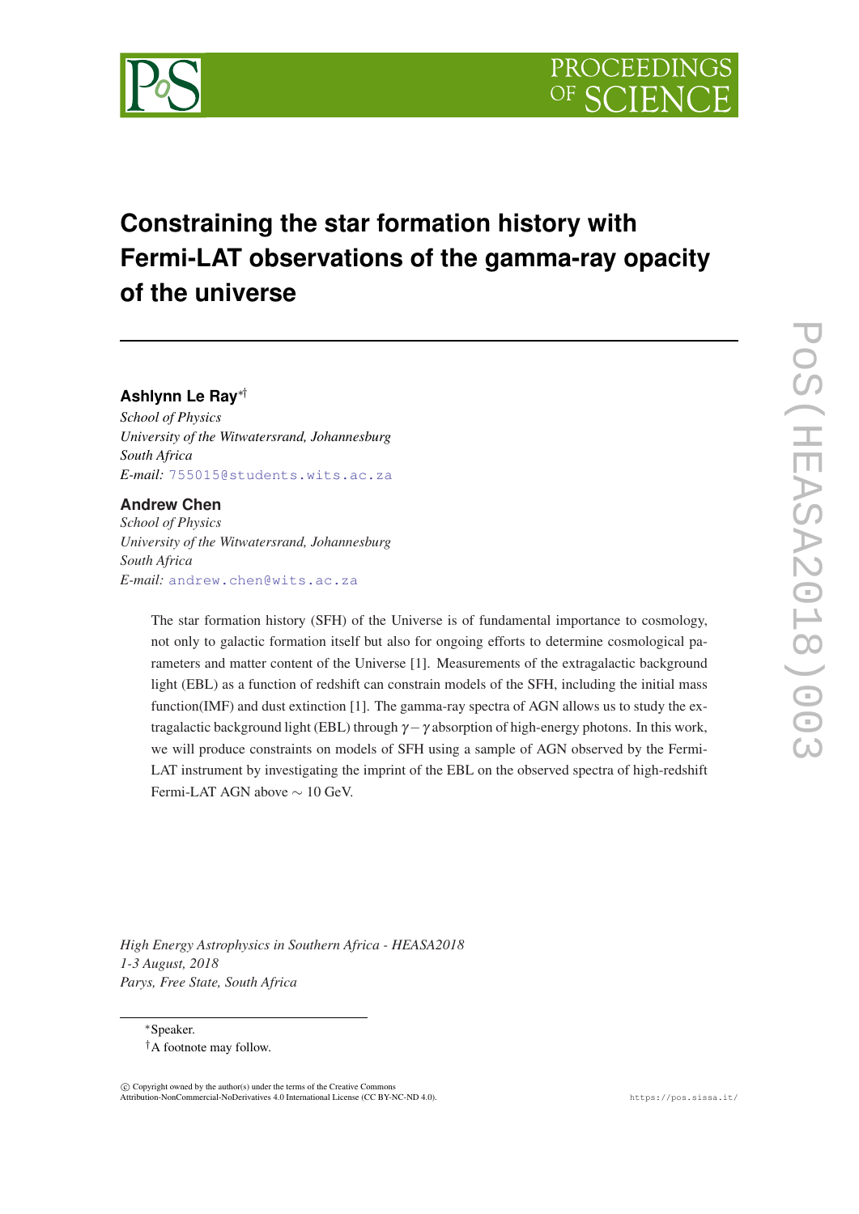# Constraining the star formation history with Fermi-LAT observations of the gamma-ray opacity of the universe

**Ashlynn Le Ray**[*†]
*School of Physics*
*University of the Witwatersrand, Johannesburg*
*South Africa*
*E-mail:* 755015@students.wits.ac.za

**Andrew Chen**
*School of Physics*
*University of the Witwatersrand, Johannesburg*
*South Africa*
*E-mail:* andrew.chen@wits.ac.za

The star formation history (SFH) of the Universe is of fundamental importance to cosmology, not only to galactic formation itself but also for ongoing efforts to determine cosmological parameters and matter content of the Universe [1]. Measurements of the extragalactic background light (EBL) as a function of redshift can constrain models of the SFH, including the initial mass function(IMF) and dust extinction [1]. The gamma-ray spectra of AGN allows us to study the extragalactic background light (EBL) through $\gamma - \gamma$ absorption of high-energy photons. In this work, we will produce constraints on models of SFH using a sample of AGN observed by the Fermi-LAT instrument by investigating the imprint of the EBL on the observed spectra of high-redshift Fermi-LAT AGN above $\sim$ 10 GeV.

*High Energy Astrophysics in Southern Africa - HEASA2018*
*1-3 August, 2018*
*Parys, Free State, South Africa*

[*] Speaker.
[†] A footnote may follow.

© Copyright owned by the author(s) under the terms of the Creative Commons Attribution-NonCommercial-NoDerivatives 4.0 International License (CC BY-NC-ND 4.0).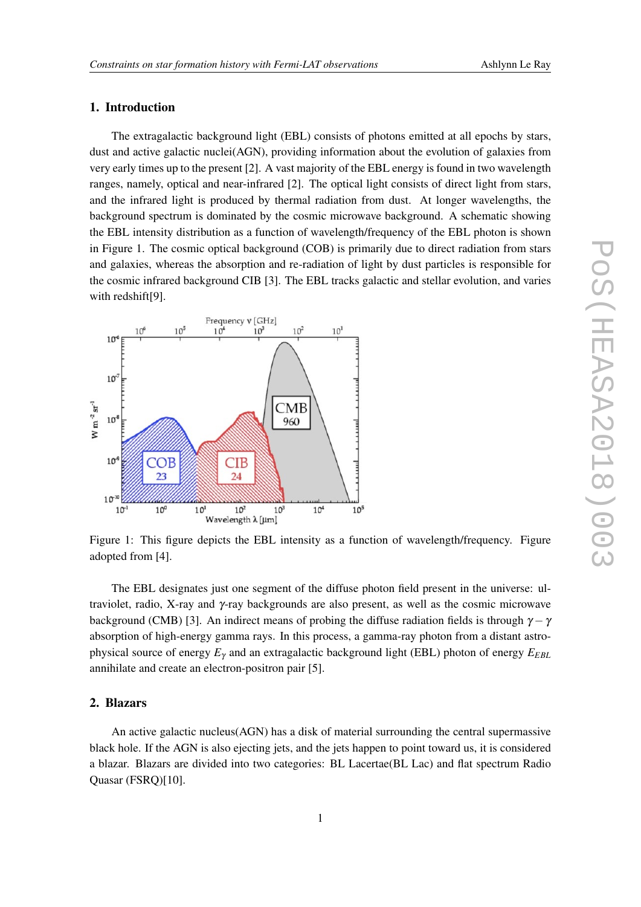## 1. Introduction

The extragalactic background light (EBL) consists of photons emitted at all epochs by stars, dust and active galactic nuclei(AGN), providing information about the evolution of galaxies from very early times up to the present [2]. A vast majority of the EBL energy is found in two wavelength ranges, namely, optical and near-infrared [2]. The optical light consists of direct light from stars, and the infrared light is produced by thermal radiation from dust. At longer wavelengths, the background spectrum is dominated by the cosmic microwave background. A schematic showing the EBL intensity distribution as a function of wavelength/frequency of the EBL photon is shown in Figure 1. The cosmic optical background (COB) is primarily due to direct radiation from stars and galaxies, whereas the absorption and re-radiation of light by dust particles is responsible for the cosmic infrared background CIB [3]. The EBL tracks galactic and stellar evolution, and varies with redshift[9].

Figure 1: This figure depicts the EBL intensity as a function of wavelength/frequency. Figure adopted from [4].

The EBL designates just one segment of the diffuse photon field present in the universe: ultraviolet, radio, X-ray and $\gamma$-ray backgrounds are also present, as well as the cosmic microwave background (CMB) [3]. An indirect means of probing the diffuse radiation fields is through $\gamma-\gamma$ absorption of high-energy gamma rays. In this process, a gamma-ray photon from a distant astrophysical source of energy $E_\gamma$ and an extragalactic background light (EBL) photon of energy $E_{EBL}$ annihilate and create an electron-positron pair [5].

## 2. Blazars

An active galactic nucleus(AGN) has a disk of material surrounding the central supermassive black hole. If the AGN is also ejecting jets, and the jets happen to point toward us, it is considered a blazar. Blazars are divided into two categories: BL Lacertae(BL Lac) and flat spectrum Radio Quasar (FSRQ)[10].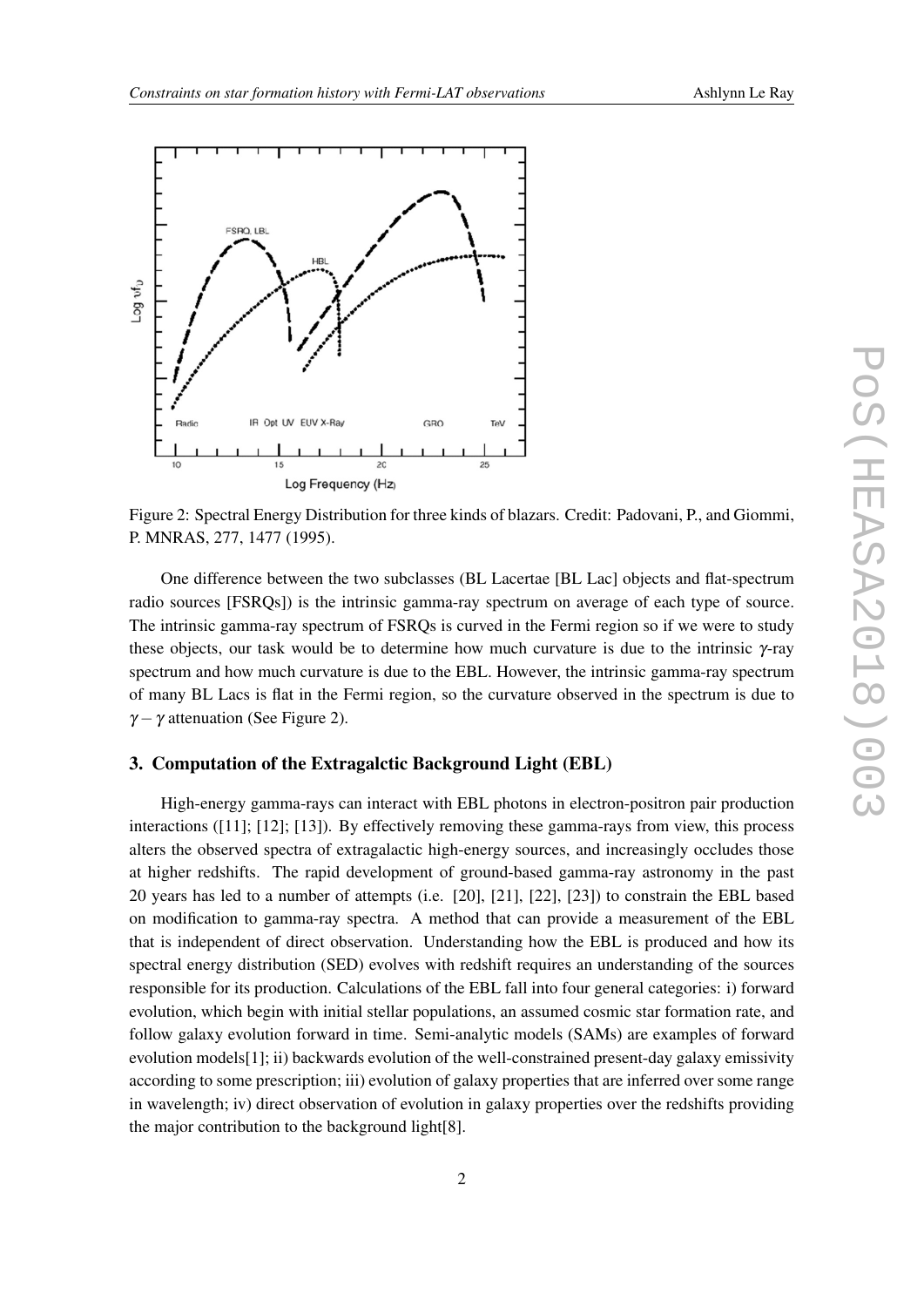Figure 2: Spectral Energy Distribution for three kinds of blazars. Credit: Padovani, P., and Giommi, P. MNRAS, 277, 1477 (1995).

One difference between the two subclasses (BL Lacertae [BL Lac] objects and flat-spectrum radio sources [FSRQs]) is the intrinsic gamma-ray spectrum on average of each type of source. The intrinsic gamma-ray spectrum of FSRQs is curved in the Fermi region so if we were to study these objects, our task would be to determine how much curvature is due to the intrinsic $\gamma$-ray spectrum and how much curvature is due to the EBL. However, the intrinsic gamma-ray spectrum of many BL Lacs is flat in the Fermi region, so the curvature observed in the spectrum is due to $\gamma - \gamma$ attenuation (See Figure 2).

## 3. Computation of the Extragalctic Background Light (EBL)

High-energy gamma-rays can interact with EBL photons in electron-positron pair production interactions ([11]; [12]; [13]). By effectively removing these gamma-rays from view, this process alters the observed spectra of extragalactic high-energy sources, and increasingly occludes those at higher redshifts. The rapid development of ground-based gamma-ray astronomy in the past 20 years has led to a number of attempts (i.e. [20], [21], [22], [23]) to constrain the EBL based on modification to gamma-ray spectra. A method that can provide a measurement of the EBL that is independent of direct observation. Understanding how the EBL is produced and how its spectral energy distribution (SED) evolves with redshift requires an understanding of the sources responsible for its production. Calculations of the EBL fall into four general categories: i) forward evolution, which begin with initial stellar populations, an assumed cosmic star formation rate, and follow galaxy evolution forward in time. Semi-analytic models (SAMs) are examples of forward evolution models[1]; ii) backwards evolution of the well-constrained present-day galaxy emissivity according to some prescription; iii) evolution of galaxy properties that are inferred over some range in wavelength; iv) direct observation of evolution in galaxy properties over the redshifts providing the major contribution to the background light[8].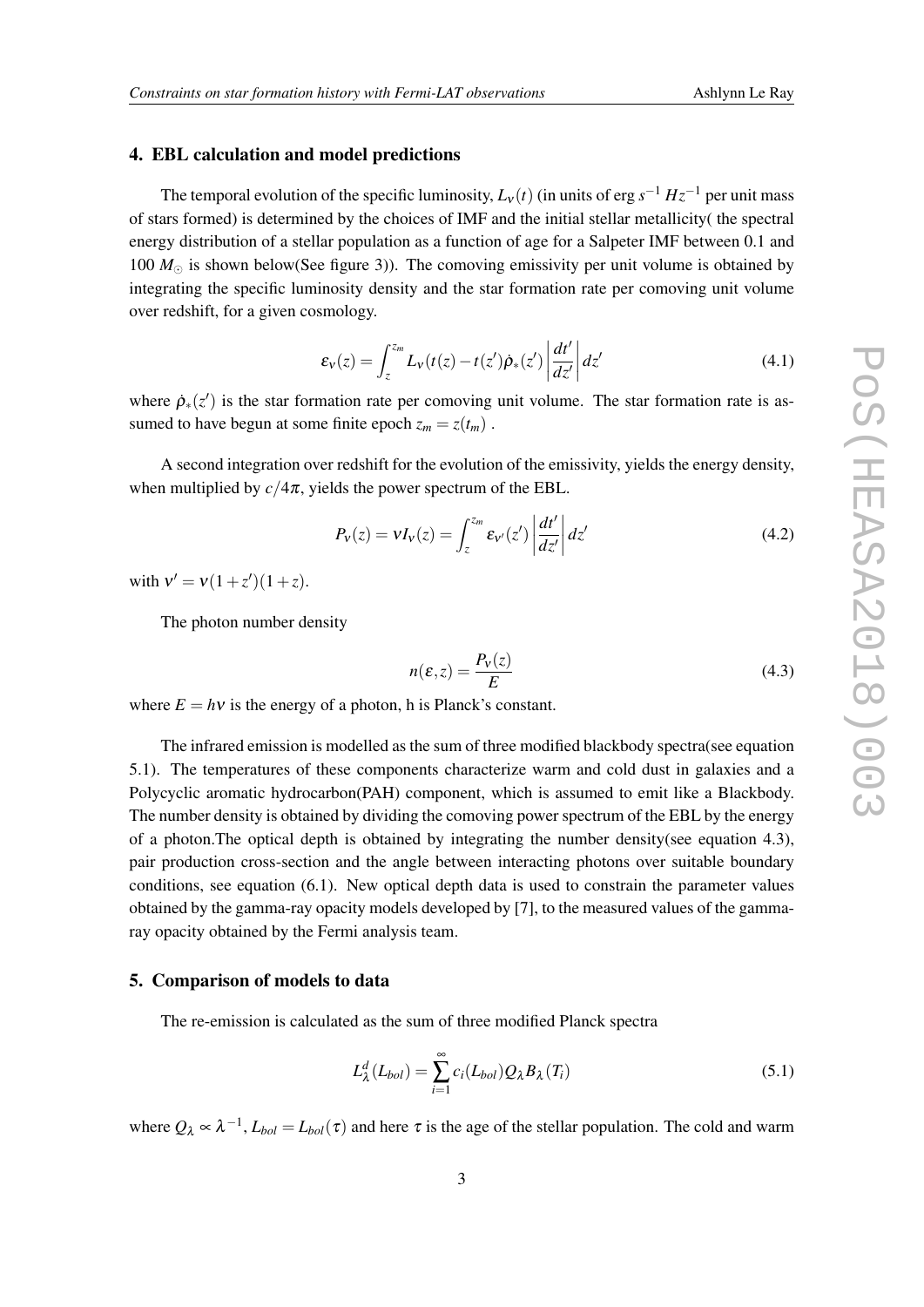## 4. EBL calculation and model predictions

The temporal evolution of the specific luminosity, $L_\nu(t)$ (in units of erg $s^{-1}$ $Hz^{-1}$ per unit mass of stars formed) is determined by the choices of IMF and the initial stellar metallicity( the spectral energy distribution of a stellar population as a function of age for a Salpeter IMF between 0.1 and 100 $M_\odot$ is shown below(See figure 3)). The comoving emissivity per unit volume is obtained by integrating the specific luminosity density and the star formation rate per comoving unit volume over redshift, for a given cosmology.

$$\varepsilon_\nu(z) = \int_z^{z_m} L_\nu(t(z) - t(z')\dot{\rho}_*(z') \left|\frac{dt'}{dz'}\right| dz' \tag{4.1}$$

where $\dot{\rho}_*(z')$ is the star formation rate per comoving unit volume. The star formation rate is assumed to have begun at some finite epoch $z_m = z(t_m)$ .

A second integration over redshift for the evolution of the emissivity, yields the energy density, when multiplied by $c/4\pi$, yields the power spectrum of the EBL.

$$P_\nu(z) = \nu I_\nu(z) = \int_z^{z_m} \varepsilon_{\nu'}(z') \left|\frac{dt'}{dz'}\right| dz' \tag{4.2}$$

with $\nu' = \nu(1+z')(1+z)$.

The photon number density

$$n(\varepsilon, z) = \frac{P_\nu(z)}{E} \tag{4.3}$$

where $E = h\nu$ is the energy of a photon, h is Planck's constant.

The infrared emission is modelled as the sum of three modified blackbody spectra(see equation 5.1). The temperatures of these components characterize warm and cold dust in galaxies and a Polycyclic aromatic hydrocarbon(PAH) component, which is assumed to emit like a Blackbody. The number density is obtained by dividing the comoving power spectrum of the EBL by the energy of a photon.The optical depth is obtained by integrating the number density(see equation 4.3), pair production cross-section and the angle between interacting photons over suitable boundary conditions, see equation (6.1). New optical depth data is used to constrain the parameter values obtained by the gamma-ray opacity models developed by [7], to the measured values of the gamma-ray opacity obtained by the Fermi analysis team.

## 5. Comparison of models to data

The re-emission is calculated as the sum of three modified Planck spectra

$$L_\lambda^d(L_{bol}) = \sum_{i=1}^{\infty} c_i(L_{bol}) Q_\lambda B_\lambda(T_i) \tag{5.1}$$

where $Q_\lambda \propto \lambda^{-1}$, $L_{bol} = L_{bol}(\tau)$ and here $\tau$ is the age of the stellar population. The cold and warm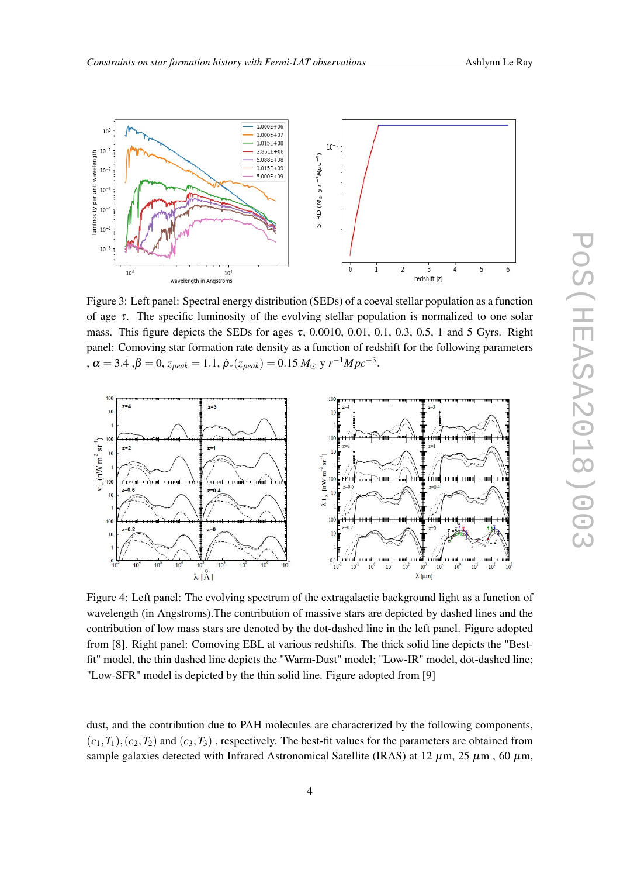Figure 3: Left panel: Spectral energy distribution (SEDs) of a coeval stellar population as a function of age $\tau$. The specific luminosity of the evolving stellar population is normalized to one solar mass. This figure depicts the SEDs for ages $\tau$, 0.0010, 0.01, 0.1, 0.3, 0.5, 1 and 5 Gyrs. Right panel: Comoving star formation rate density as a function of redshift for the following parameters , $\alpha = 3.4$ ,$\beta = 0$, $z_{peak} = 1.1$, $\dot{\rho}_*(z_{peak}) = 0.15\, M_\odot$ y $r^{-1}Mpc^{-3}$.

Figure 4: Left panel: The evolving spectrum of the extragalactic background light as a function of wavelength (in Angstroms).The contribution of massive stars are depicted by dashed lines and the contribution of low mass stars are denoted by the dot-dashed line in the left panel. Figure adopted from [8]. Right panel: Comoving EBL at various redshifts. The thick solid line depicts the "Best-fit" model, the thin dashed line depicts the "Warm-Dust" model; "Low-IR" model, dot-dashed line; "Low-SFR" model is depicted by the thin solid line. Figure adopted from [9]

dust, and the contribution due to PAH molecules are characterized by the following components, $(c_1, T_1), (c_2, T_2)$ and $(c_3, T_3)$ , respectively. The best-fit values for the parameters are obtained from sample galaxies detected with Infrared Astronomical Satellite (IRAS) at 12 $\mu$m, 25 $\mu$m , 60 $\mu$m,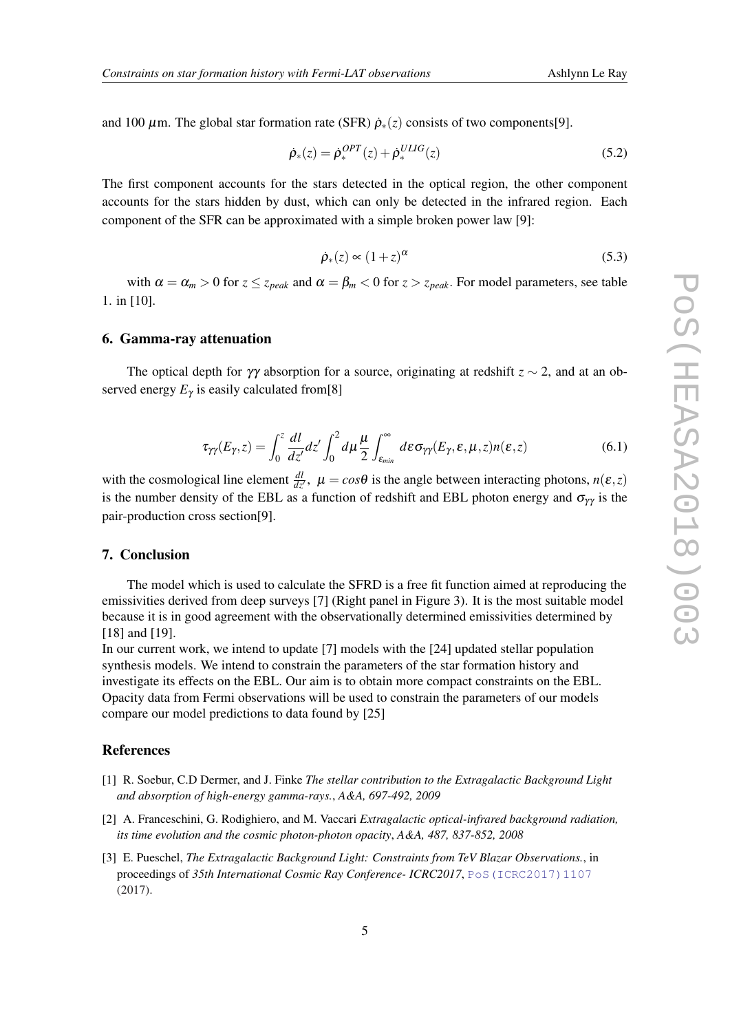and 100 $\mu$m. The global star formation rate (SFR) $\dot{\rho}_*(z)$ consists of two components[9].

$$\dot{\rho}_*(z) = \dot{\rho}_*^{OPT}(z) + \dot{\rho}_*^{ULIG}(z) \tag{5.2}$$

The first component accounts for the stars detected in the optical region, the other component accounts for the stars hidden by dust, which can only be detected in the infrared region. Each component of the SFR can be approximated with a simple broken power law [9]:

$$\dot{\rho}_*(z) \propto (1+z)^{\alpha} \tag{5.3}$$

with $\alpha = \alpha_m > 0$ for $z \leq z_{peak}$ and $\alpha = \beta_m < 0$ for $z > z_{peak}$. For model parameters, see table 1. in [10].

## 6. Gamma-ray attenuation

The optical depth for $\gamma\gamma$ absorption for a source, originating at redshift $z \sim 2$, and at an observed energy $E_\gamma$ is easily calculated from[8]

$$\tau_{\gamma\gamma}(E_\gamma, z) = \int_0^z \frac{dl}{dz'} dz' \int_0^2 d\mu \frac{\mu}{2} \int_{\varepsilon_{min}}^{\infty} d\varepsilon \sigma_{\gamma\gamma}(E_\gamma, \varepsilon, \mu, z) n(\varepsilon, z) \tag{6.1}$$

with the cosmological line element $\frac{dl}{dz'}$, $\mu = cos\theta$ is the angle between interacting photons, $n(\varepsilon, z)$ is the number density of the EBL as a function of redshift and EBL photon energy and $\sigma_{\gamma\gamma}$ is the pair-production cross section[9].

## 7. Conclusion

The model which is used to calculate the SFRD is a free fit function aimed at reproducing the emissivities derived from deep surveys [7] (Right panel in Figure 3). It is the most suitable model because it is in good agreement with the observationally determined emissivities determined by [18] and [19].

In our current work, we intend to update [7] models with the [24] updated stellar population synthesis models. We intend to constrain the parameters of the star formation history and investigate its effects on the EBL. Our aim is to obtain more compact constraints on the EBL. Opacity data from Fermi observations will be used to constrain the parameters of our models compare our model predictions to data found by [25]

## References

[1] R. Soebur, C.D Dermer, and J. Finke *The stellar contribution to the Extragalactic Background Light and absorption of high-energy gamma-rays.*, *A&A, 697-492, 2009*

[2] A. Franceschini, G. Rodighiero, and M. Vaccari *Extragalactic optical-infrared background radiation, its time evolution and the cosmic photon-photon opacity*, *A&A, 487, 837-852, 2008*

[3] E. Pueschel, *The Extragalactic Background Light: Constraints from TeV Blazar Observations.*, in proceedings of *35th International Cosmic Ray Conference- ICRC2017*, PoS(ICRC2017)1107 (2017).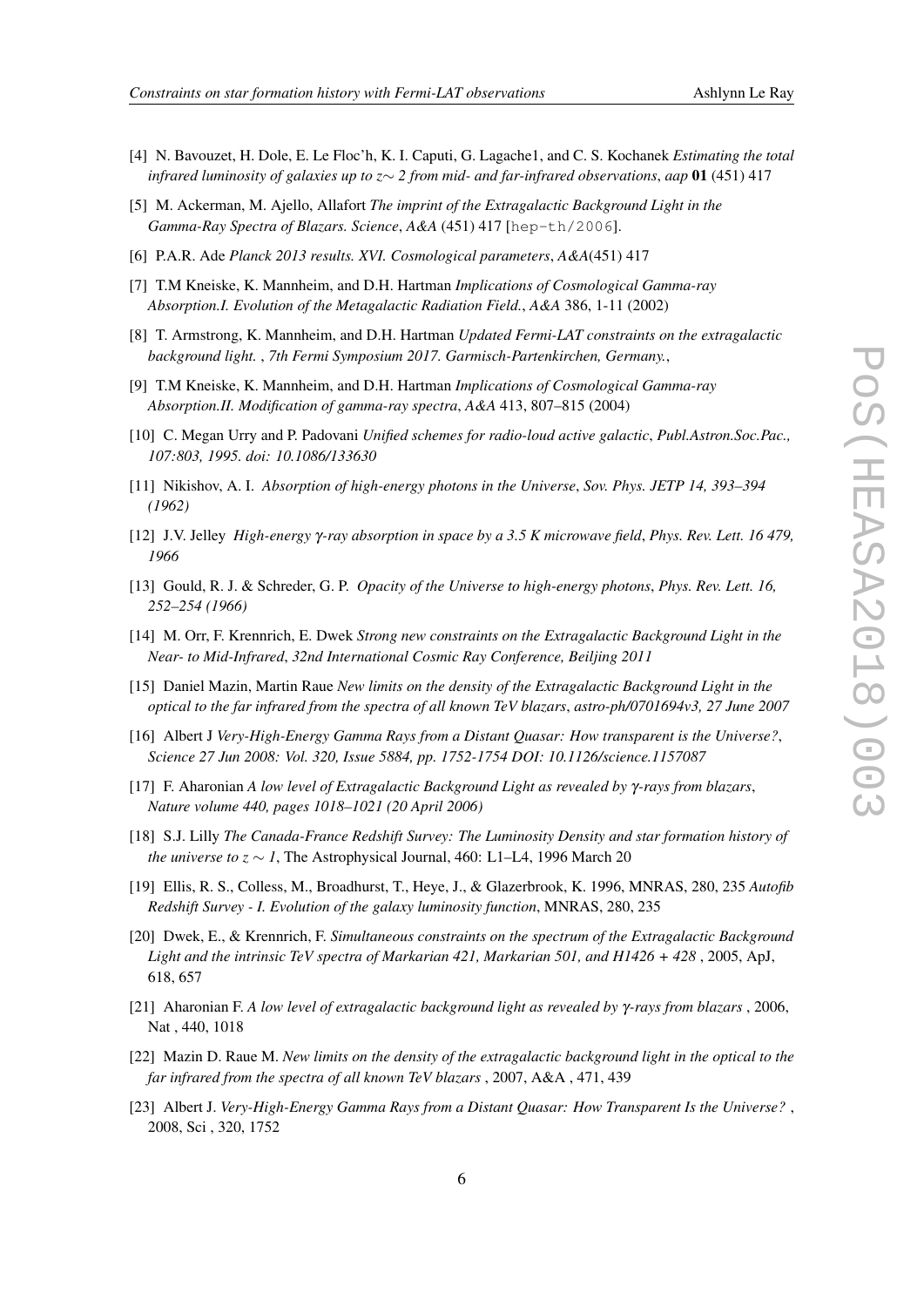[4] N. Bavouzet, H. Dole, E. Le Floc'h, K. I. Caputi, G. Lagache1, and C. S. Kochanek *Estimating the total infrared luminosity of galaxies up to z∼ 2 from mid- and far-infrared observations*, *aap* **01** (451) 417

[5] M. Ackerman, M. Ajello, Allafort *The imprint of the Extragalactic Background Light in the Gamma-Ray Spectra of Blazars. Science*, *A&A* (451) 417 [hep-th/2006].

[6] P.A.R. Ade *Planck 2013 results. XVI. Cosmological parameters*, *A&A*(451) 417

[7] T.M Kneiske, K. Mannheim, and D.H. Hartman *Implications of Cosmological Gamma-ray Absorption.I. Evolution of the Metagalactic Radiation Field.*, *A&A* 386, 1-11 (2002)

[8] T. Armstrong, K. Mannheim, and D.H. Hartman *Updated Fermi-LAT constraints on the extragalactic background light.* , *7th Fermi Symposium 2017. Garmisch-Partenkirchen, Germany.*,

[9] T.M Kneiske, K. Mannheim, and D.H. Hartman *Implications of Cosmological Gamma-ray Absorption.II. Modification of gamma-ray spectra*, *A&A* 413, 807–815 (2004)

[10] C. Megan Urry and P. Padovani *Unified schemes for radio-loud active galactic*, *Publ.Astron.Soc.Pac., 107:803, 1995. doi: 10.1086/133630*

[11] Nikishov, A. I. *Absorption of high-energy photons in the Universe*, *Sov. Phys. JETP 14, 393–394 (1962)*

[12] J.V. Jelley *High-energy γ-ray absorption in space by a 3.5 K microwave field*, *Phys. Rev. Lett. 16 479, 1966*

[13] Gould, R. J. & Schreder, G. P. *Opacity of the Universe to high-energy photons*, *Phys. Rev. Lett. 16, 252–254 (1966)*

[14] M. Orr, F. Krennrich, E. Dwek *Strong new constraints on the Extragalactic Background Light in the Near- to Mid-Infrared*, *32nd International Cosmic Ray Conference, Beiljing 2011*

[15] Daniel Mazin, Martin Raue *New limits on the density of the Extragalactic Background Light in the optical to the far infrared from the spectra of all known TeV blazars*, *astro-ph/0701694v3, 27 June 2007*

[16] Albert J *Very-High-Energy Gamma Rays from a Distant Quasar: How transparent is the Universe?*, *Science 27 Jun 2008: Vol. 320, Issue 5884, pp. 1752-1754 DOI: 10.1126/science.1157087*

[17] F. Aharonian *A low level of Extragalactic Background Light as revealed by γ-rays from blazars*, *Nature volume 440, pages 1018–1021 (20 April 2006)*

[18] S.J. Lilly *The Canada-France Redshift Survey: The Luminosity Density and star formation history of the universe to $z \sim 1$*, The Astrophysical Journal, 460: L1–L4, 1996 March 20

[19] Ellis, R. S., Colless, M., Broadhurst, T., Heye, J., & Glazerbrook, K. 1996, MNRAS, 280, 235 *Autofib Redshift Survey - I. Evolution of the galaxy luminosity function*, MNRAS, 280, 235

[20] Dwek, E., & Krennrich, F. *Simultaneous constraints on the spectrum of the Extragalactic Background Light and the intrinsic TeV spectra of Markarian 421, Markarian 501, and H1426 + 428* , 2005, ApJ, 618, 657

[21] Aharonian F. *A low level of extragalactic background light as revealed by γ-rays from blazars* , 2006, Nat , 440, 1018

[22] Mazin D. Raue M. *New limits on the density of the extragalactic background light in the optical to the far infrared from the spectra of all known TeV blazars* , 2007, A&A , 471, 439

[23] Albert J. *Very-High-Energy Gamma Rays from a Distant Quasar: How Transparent Is the Universe?* , 2008, Sci , 320, 1752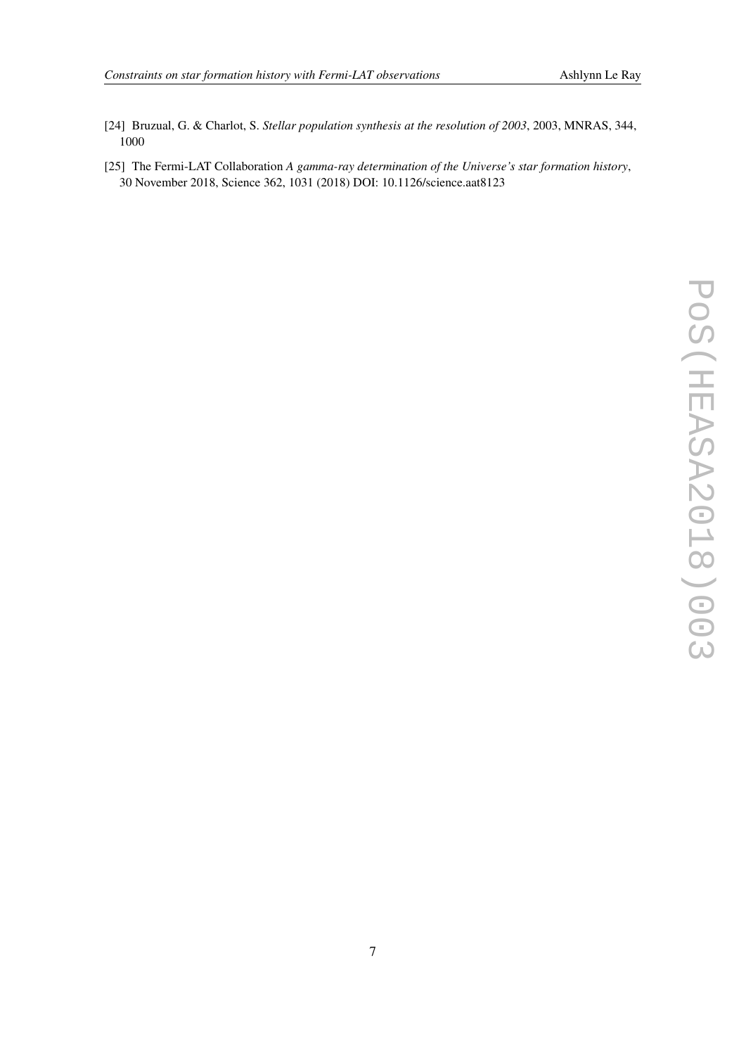[24] Bruzual, G. & Charlot, S. *Stellar population synthesis at the resolution of 2003*, 2003, MNRAS, 344, 1000

[25] The Fermi-LAT Collaboration *A gamma-ray determination of the Universe's star formation history*, 30 November 2018, Science 362, 1031 (2018) DOI: 10.1126/science.aat8123